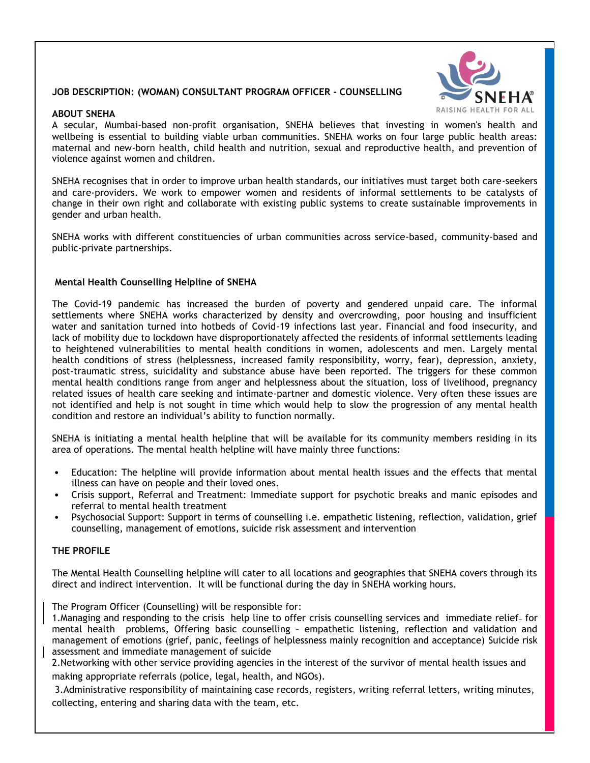**JOB DESCRIPTION: (WOMAN) CONSULTANT PROGRAM OFFICER - COUNSELLING**

**ABOUT SNEHA**

A secular, Mumbai-based non-profit organisation, SNEHA believes that investing in women's health and wellbeing is essential to building viable urban communities. SNEHA works on four large public health areas: maternal and new-born health, child health and nutrition, sexual and reproductive health, and prevention of violence against women and children.

SNEHA recognises that in order to improve urban health standards, our initiatives must target both care-seekers and care-providers. We work to empower women and residents of informal settlements to be catalysts of change in their own right and collaborate with existing public systems to create sustainable improvements in gender and urban health.

SNEHA works with different constituencies of urban communities across service-based, community-based and public-private partnerships.

**Mental Health Counselling Helpline of SNEHA**

The Covid-19 pandemic has increased the burden of poverty and gendered unpaid care. The informal settlements where SNEHA works characterized by density and overcrowding, poor housing and insufficient water and sanitation turned into hotbeds of Covid-19 infections last year. Financial and food insecurity, and lack of mobility due to lockdown have disproportionately affected the residents of informal settlements leading to heightened vulnerabilities to mental health conditions in women, adolescents and men. Largely mental health conditions of stress (helplessness, increased family responsibility, worry, fear), depression, anxiety, post-traumatic stress, suicidality and substance abuse have been reported. The triggers for these common mental health conditions range from anger and helplessness about the situation, loss of livelihood, pregnancy related issues of health care seeking and intimate-partner and domestic violence. Very often these issues are not identified and help is not sought in time which would help to slow the progression of any mental health condition and restore an individual's ability to function normally.

SNEHA is initiating a mental health helpline that will be available for its community members residing in its area of operations. The mental health helpline will have mainly three functions:

- Education: The helpline will provide information about mental health issues and the effects that mental illness can have on people and their loved ones.
- Crisis support, Referral and Treatment: Immediate support for psychotic breaks and manic episodes and referral to mental health treatment
- Psychosocial Support: Support in terms of counselling i.e. empathetic listening, reflection, validation, grief counselling, management of emotions, suicide risk assessment and intervention

**THE PROFILE**

The Mental Health Counselling helpline will cater to all locations and geographies that SNEHA covers through its direct and indirect intervention. It will be functional during the day in SNEHA working hours.

The Program Officer (Counselling) will be responsible for:

1. Managing and responding to the crisis help line to offer crisis counselling services and immediate relief for mental health problems, Offering basic counselling – empathetic listening, reflection and validation and management of emotions (grief, panic, feelings of helplessness mainly recognition and acceptance) Suicide risk assessment and immediate management of suicide
2. Networking with other service providing agencies in the interest of the survivor of mental health issues and making appropriate referrals (police, legal, health, and NGOs).
3. Administrative responsibility of maintaining case records, registers, writing referral letters, writing minutes, collecting, entering and sharing data with the team, etc.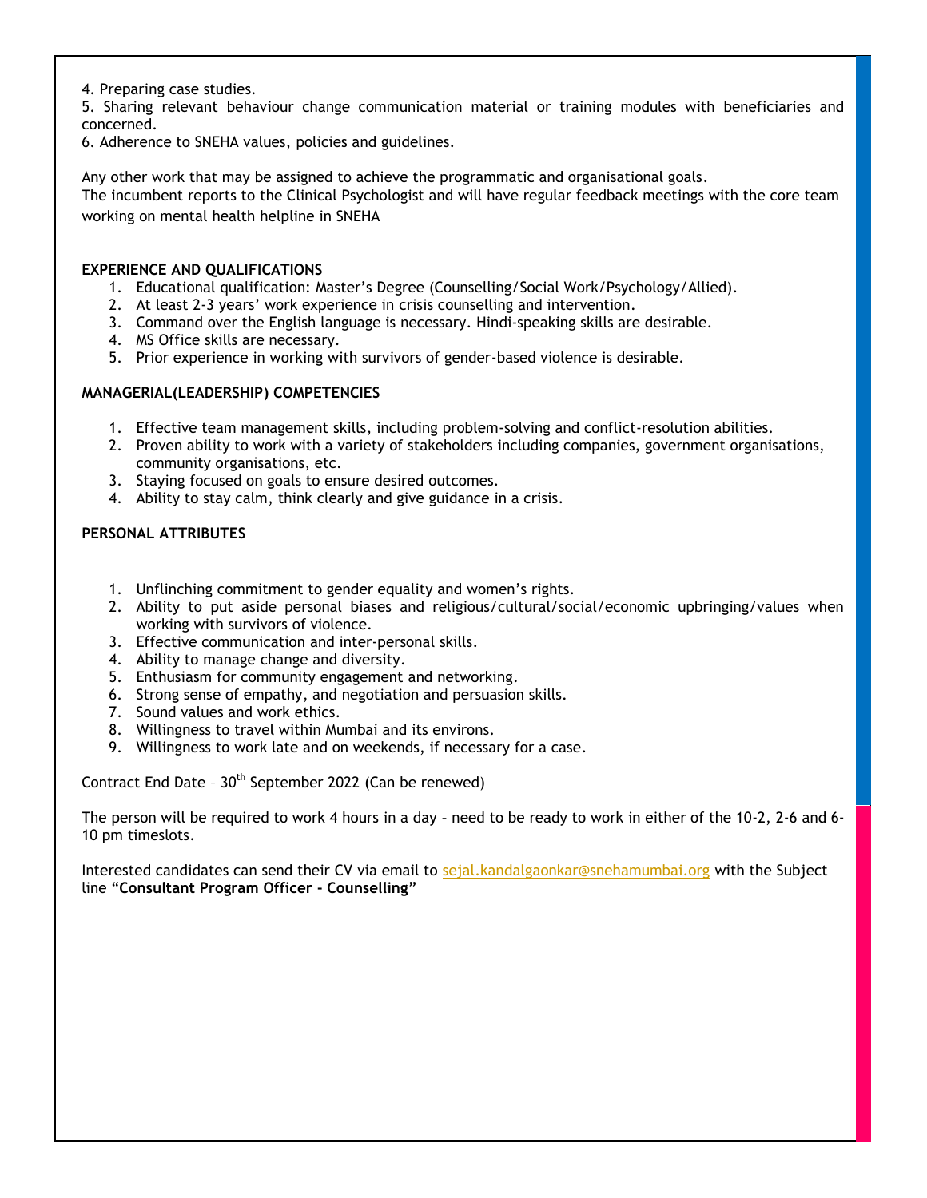4. Preparing case studies.
5. Sharing relevant behaviour change communication material or training modules with beneficiaries and concerned.
6. Adherence to SNEHA values, policies and guidelines.

Any other work that may be assigned to achieve the programmatic and organisational goals.
The incumbent reports to the Clinical Psychologist and will have regular feedback meetings with the core team working on mental health helpline in SNEHA

**EXPERIENCE AND QUALIFICATIONS**

1. Educational qualification: Master's Degree (Counselling/Social Work/Psychology/Allied).
2. At least 2-3 years' work experience in crisis counselling and intervention.
3. Command over the English language is necessary. Hindi-speaking skills are desirable.
4. MS Office skills are necessary.
5. Prior experience in working with survivors of gender-based violence is desirable.

**MANAGERIAL(LEADERSHIP) COMPETENCIES**

1. Effective team management skills, including problem-solving and conflict-resolution abilities.
2. Proven ability to work with a variety of stakeholders including companies, government organisations, community organisations, etc.
3. Staying focused on goals to ensure desired outcomes.
4. Ability to stay calm, think clearly and give guidance in a crisis.

**PERSONAL ATTRIBUTES**

1. Unflinching commitment to gender equality and women's rights.
2. Ability to put aside personal biases and religious/cultural/social/economic upbringing/values when working with survivors of violence.
3. Effective communication and inter-personal skills.
4. Ability to manage change and diversity.
5. Enthusiasm for community engagement and networking.
6. Strong sense of empathy, and negotiation and persuasion skills.
7. Sound values and work ethics.
8. Willingness to travel within Mumbai and its environs.
9. Willingness to work late and on weekends, if necessary for a case.

Contract End Date – 30th September 2022 (Can be renewed)

The person will be required to work 4 hours in a day – need to be ready to work in either of the 10-2, 2-6 and 6-10 pm timeslots.

Interested candidates can send their CV via email to sejal.kandalgaonkar@snehamumbai.org with the Subject line "**Consultant Program Officer - Counselling**"